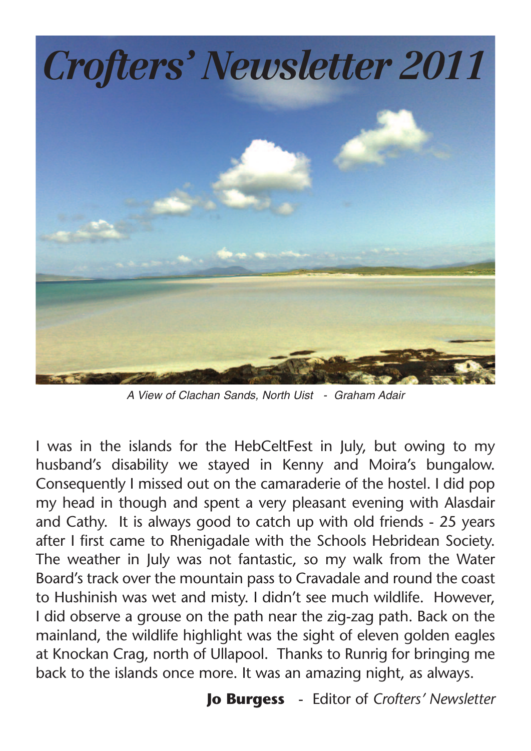# *Crofters' Newsletter 2011*

*A View of Clachan Sands, North Uist - Graham Adair*

I was in the islands for the HebCeltFest in July, but owing to my husband's disability we stayed in Kenny and Moira's bungalow. Consequently I missed out on the camaraderie of the hostel. I did pop my head in though and spent a very pleasant evening with Alasdair and Cathy. It is always good to catch up with old friends - 25 years after I first came to Rhenigadale with the Schools Hebridean Society. The weather in July was not fantastic, so my walk from the Water Board's track over the mountain pass to Cravadale and round the coast to Hushinish was wet and misty. I didn't see much wildlife. However, I did observe a grouse on the path near the zig-zag path. Back on the mainland, the wildlife highlight was the sight of eleven golden eagles at Knockan Crag, north of Ullapool. Thanks to Runrig for bringing me back to the islands once more. It was an amazing night, as always.

**Jo Burgess** - Editor of *Crofters' Newsletter*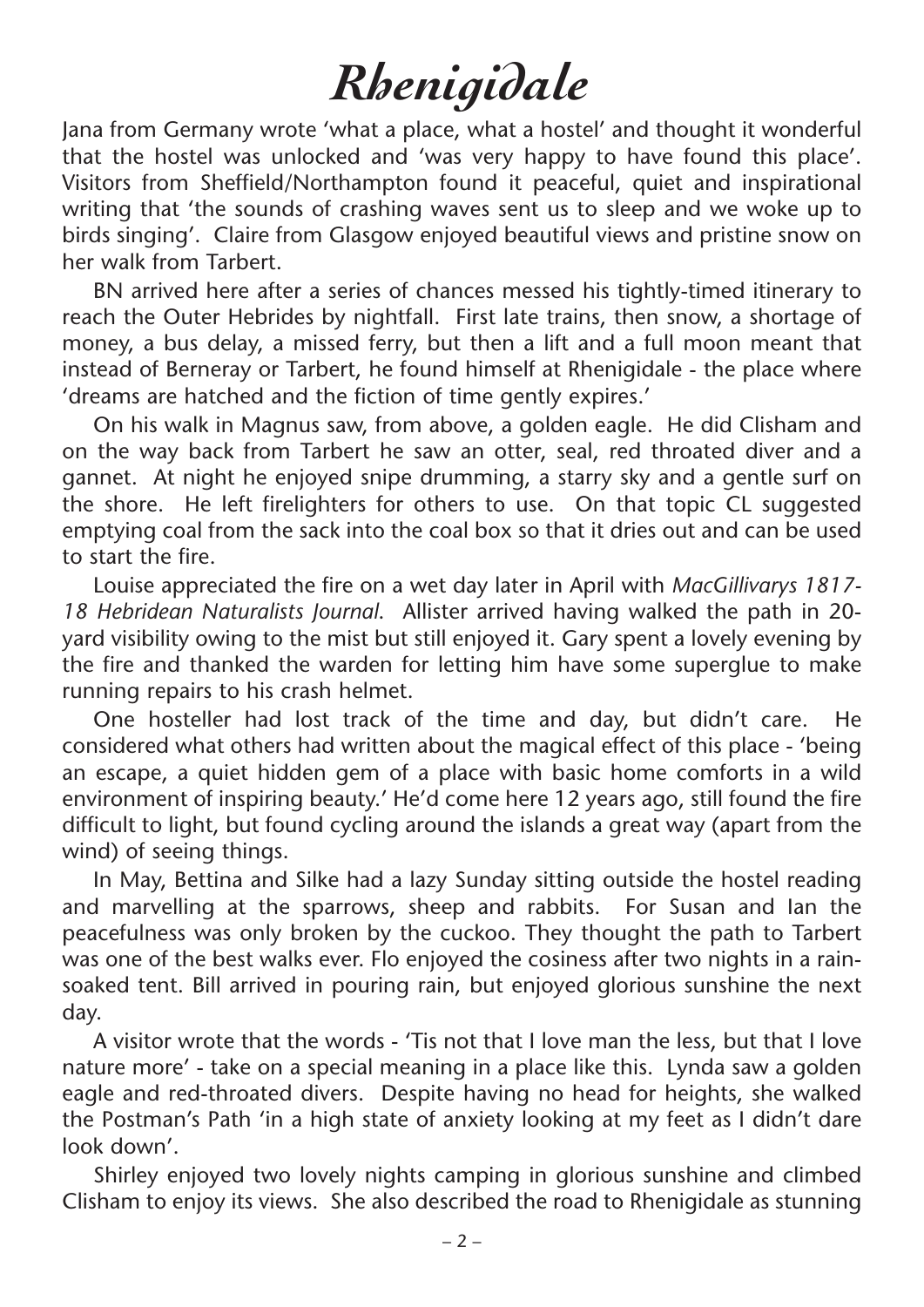# Rhenigidale

Jana from Germany wrote 'what a place, what a hostel' and thought it wonderful that the hostel was unlocked and 'was very happy to have found this place'. Visitors from Sheffield/Northampton found it peaceful, quiet and inspirational writing that 'the sounds of crashing waves sent us to sleep and we woke up to birds singing'. Claire from Glasgow enjoyed beautiful views and pristine snow on her walk from Tarbert.

BN arrived here after a series of chances messed his tightly-timed itinerary to reach the Outer Hebrides by nightfall. First late trains, then snow, a shortage of money, a bus delay, a missed ferry, but then a lift and a full moon meant that instead of Berneray or Tarbert, he found himself at Rhenigidale - the place where 'dreams are hatched and the fiction of time gently expires.'

On his walk in Magnus saw, from above, a golden eagle. He did Clisham and on the way back from Tarbert he saw an otter, seal, red throated diver and a gannet. At night he enjoyed snipe drumming, a starry sky and a gentle surf on the shore. He left firelighters for others to use. On that topic CL suggested emptying coal from the sack into the coal box so that it dries out and can be used to start the fire.

Louise appreciated the fire on a wet day later in April with *MacGillivarys 1817-18 Hebridean Naturalists Journal*. Allister arrived having walked the path in 20-yard visibility owing to the mist but still enjoyed it. Gary spent a lovely evening by the fire and thanked the warden for letting him have some superglue to make running repairs to his crash helmet.

One hosteller had lost track of the time and day, but didn't care. He considered what others had written about the magical effect of this place - 'being an escape, a quiet hidden gem of a place with basic home comforts in a wild environment of inspiring beauty.' He'd come here 12 years ago, still found the fire difficult to light, but found cycling around the islands a great way (apart from the wind) of seeing things.

In May, Bettina and Silke had a lazy Sunday sitting outside the hostel reading and marvelling at the sparrows, sheep and rabbits. For Susan and Ian the peacefulness was only broken by the cuckoo. They thought the path to Tarbert was one of the best walks ever. Flo enjoyed the cosiness after two nights in a rain-soaked tent. Bill arrived in pouring rain, but enjoyed glorious sunshine the next day.

A visitor wrote that the words - 'Tis not that I love man the less, but that I love nature more' - take on a special meaning in a place like this. Lynda saw a golden eagle and red-throated divers. Despite having no head for heights, she walked the Postman's Path 'in a high state of anxiety looking at my feet as I didn't dare look down'.

Shirley enjoyed two lovely nights camping in glorious sunshine and climbed Clisham to enjoy its views. She also described the road to Rhenigidale as stunning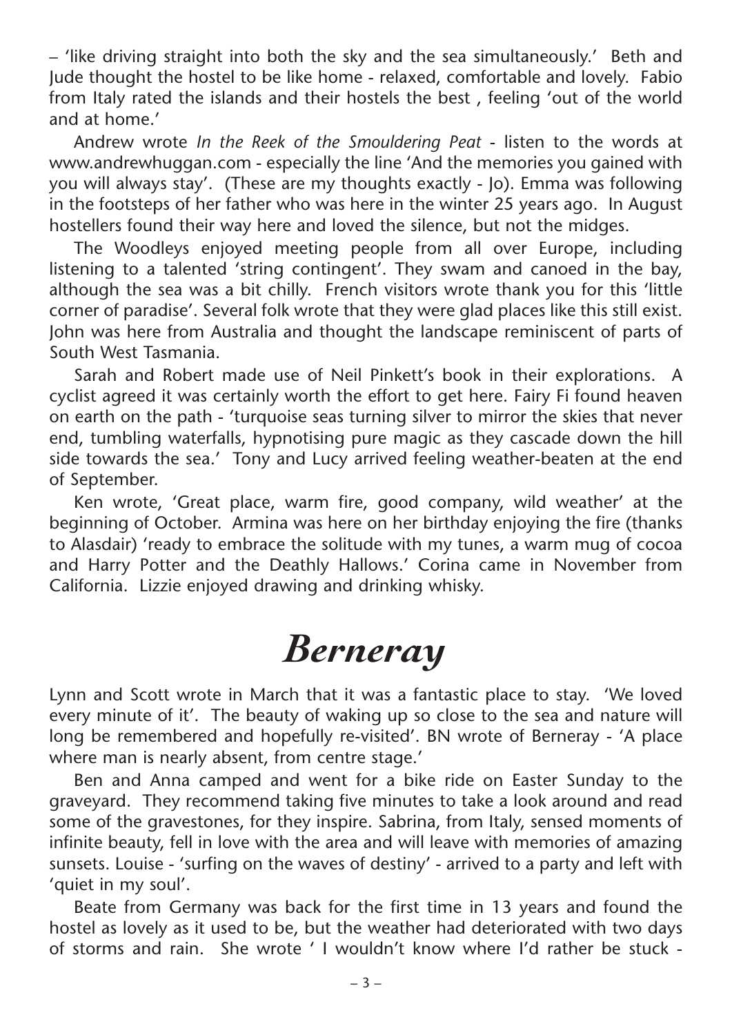– 'like driving straight into both the sky and the sea simultaneously.' Beth and Jude thought the hostel to be like home - relaxed, comfortable and lovely. Fabio from Italy rated the islands and their hostels the best , feeling 'out of the world and at home.'

Andrew wrote *In the Reek of the Smouldering Peat* - listen to the words at www.andrewhuggan.com - especially the line 'And the memories you gained with you will always stay'. (These are my thoughts exactly - Jo). Emma was following in the footsteps of her father who was here in the winter 25 years ago. In August hostellers found their way here and loved the silence, but not the midges.

The Woodleys enjoyed meeting people from all over Europe, including listening to a talented 'string contingent'. They swam and canoed in the bay, although the sea was a bit chilly. French visitors wrote thank you for this 'little corner of paradise'. Several folk wrote that they were glad places like this still exist. John was here from Australia and thought the landscape reminiscent of parts of South West Tasmania.

Sarah and Robert made use of Neil Pinkett's book in their explorations. A cyclist agreed it was certainly worth the effort to get here. Fairy Fi found heaven on earth on the path - 'turquoise seas turning silver to mirror the skies that never end, tumbling waterfalls, hypnotising pure magic as they cascade down the hill side towards the sea.' Tony and Lucy arrived feeling weather-beaten at the end of September.

Ken wrote, 'Great place, warm fire, good company, wild weather' at the beginning of October. Armina was here on her birthday enjoying the fire (thanks to Alasdair) 'ready to embrace the solitude with my tunes, a warm mug of cocoa and Harry Potter and the Deathly Hallows.' Corina came in November from California. Lizzie enjoyed drawing and drinking whisky.

# *Berneray*

Lynn and Scott wrote in March that it was a fantastic place to stay. 'We loved every minute of it'. The beauty of waking up so close to the sea and nature will long be remembered and hopefully re-visited'. BN wrote of Berneray - 'A place where man is nearly absent, from centre stage.'

Ben and Anna camped and went for a bike ride on Easter Sunday to the graveyard. They recommend taking five minutes to take a look around and read some of the gravestones, for they inspire. Sabrina, from Italy, sensed moments of infinite beauty, fell in love with the area and will leave with memories of amazing sunsets. Louise - 'surfing on the waves of destiny' - arrived to a party and left with 'quiet in my soul'.

Beate from Germany was back for the first time in 13 years and found the hostel as lovely as it used to be, but the weather had deteriorated with two days of storms and rain. She wrote ' I wouldn't know where I'd rather be stuck -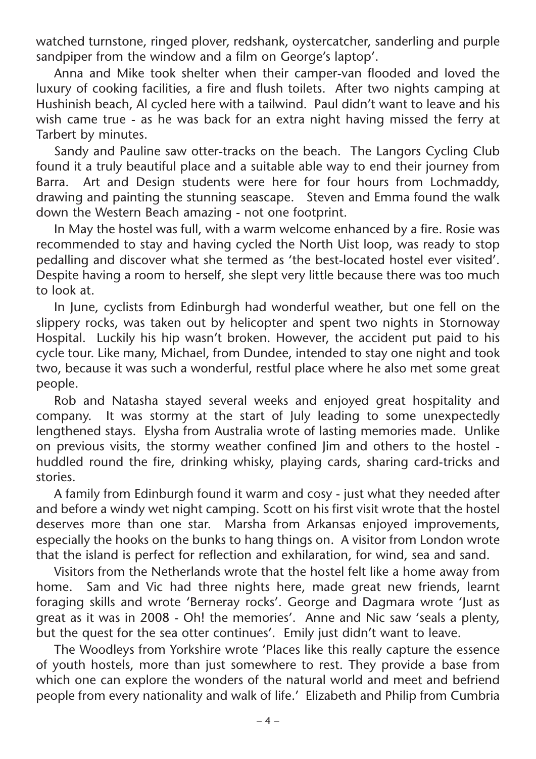watched turnstone, ringed plover, redshank, oystercatcher, sanderling and purple sandpiper from the window and a film on George's laptop'.

Anna and Mike took shelter when their camper-van flooded and loved the luxury of cooking facilities, a fire and flush toilets. After two nights camping at Hushinish beach, Al cycled here with a tailwind. Paul didn't want to leave and his wish came true - as he was back for an extra night having missed the ferry at Tarbert by minutes.

Sandy and Pauline saw otter-tracks on the beach. The Langors Cycling Club found it a truly beautiful place and a suitable able way to end their journey from Barra. Art and Design students were here for four hours from Lochmaddy, drawing and painting the stunning seascape. Steven and Emma found the walk down the Western Beach amazing - not one footprint.

In May the hostel was full, with a warm welcome enhanced by a fire. Rosie was recommended to stay and having cycled the North Uist loop, was ready to stop pedalling and discover what she termed as 'the best-located hostel ever visited'. Despite having a room to herself, she slept very little because there was too much to look at.

In June, cyclists from Edinburgh had wonderful weather, but one fell on the slippery rocks, was taken out by helicopter and spent two nights in Stornoway Hospital. Luckily his hip wasn't broken. However, the accident put paid to his cycle tour. Like many, Michael, from Dundee, intended to stay one night and took two, because it was such a wonderful, restful place where he also met some great people.

Rob and Natasha stayed several weeks and enjoyed great hospitality and company. It was stormy at the start of July leading to some unexpectedly lengthened stays. Elysha from Australia wrote of lasting memories made. Unlike on previous visits, the stormy weather confined Jim and others to the hostel - huddled round the fire, drinking whisky, playing cards, sharing card-tricks and stories.

A family from Edinburgh found it warm and cosy - just what they needed after and before a windy wet night camping. Scott on his first visit wrote that the hostel deserves more than one star. Marsha from Arkansas enjoyed improvements, especially the hooks on the bunks to hang things on. A visitor from London wrote that the island is perfect for reflection and exhilaration, for wind, sea and sand.

Visitors from the Netherlands wrote that the hostel felt like a home away from home. Sam and Vic had three nights here, made great new friends, learnt foraging skills and wrote 'Berneray rocks'. George and Dagmara wrote 'Just as great as it was in 2008 - Oh! the memories'. Anne and Nic saw 'seals a plenty, but the quest for the sea otter continues'. Emily just didn't want to leave.

The Woodleys from Yorkshire wrote 'Places like this really capture the essence of youth hostels, more than just somewhere to rest. They provide a base from which one can explore the wonders of the natural world and meet and befriend people from every nationality and walk of life.' Elizabeth and Philip from Cumbria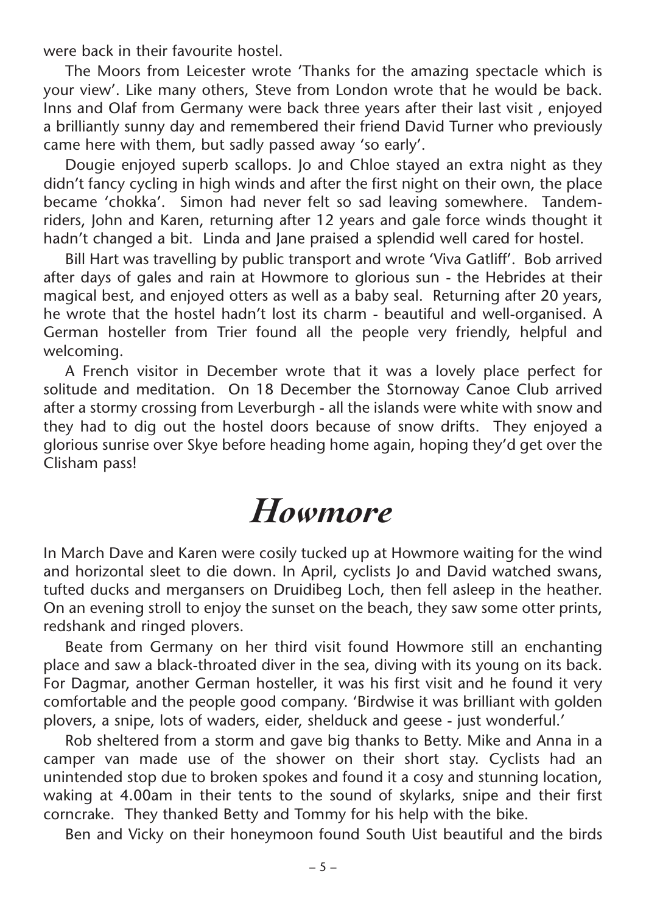were back in their favourite hostel.

The Moors from Leicester wrote 'Thanks for the amazing spectacle which is your view'. Like many others, Steve from London wrote that he would be back. Inns and Olaf from Germany were back three years after their last visit , enjoyed a brilliantly sunny day and remembered their friend David Turner who previously came here with them, but sadly passed away 'so early'.

Dougie enjoyed superb scallops. Jo and Chloe stayed an extra night as they didn't fancy cycling in high winds and after the first night on their own, the place became 'chokka'. Simon had never felt so sad leaving somewhere. Tandem-riders, John and Karen, returning after 12 years and gale force winds thought it hadn't changed a bit. Linda and Jane praised a splendid well cared for hostel.

Bill Hart was travelling by public transport and wrote 'Viva Gatliff'. Bob arrived after days of gales and rain at Howmore to glorious sun - the Hebrides at their magical best, and enjoyed otters as well as a baby seal. Returning after 20 years, he wrote that the hostel hadn't lost its charm - beautiful and well-organised. A German hosteller from Trier found all the people very friendly, helpful and welcoming.

A French visitor in December wrote that it was a lovely place perfect for solitude and meditation. On 18 December the Stornoway Canoe Club arrived after a stormy crossing from Leverburgh - all the islands were white with snow and they had to dig out the hostel doors because of snow drifts. They enjoyed a glorious sunrise over Skye before heading home again, hoping they'd get over the Clisham pass!

# *Howmore*

In March Dave and Karen were cosily tucked up at Howmore waiting for the wind and horizontal sleet to die down. In April, cyclists Jo and David watched swans, tufted ducks and mergansers on Druidibeg Loch, then fell asleep in the heather. On an evening stroll to enjoy the sunset on the beach, they saw some otter prints, redshank and ringed plovers.

Beate from Germany on her third visit found Howmore still an enchanting place and saw a black-throated diver in the sea, diving with its young on its back. For Dagmar, another German hosteller, it was his first visit and he found it very comfortable and the people good company. 'Birdwise it was brilliant with golden plovers, a snipe, lots of waders, eider, shelduck and geese - just wonderful.'

Rob sheltered from a storm and gave big thanks to Betty. Mike and Anna in a camper van made use of the shower on their short stay. Cyclists had an unintended stop due to broken spokes and found it a cosy and stunning location, waking at 4.00am in their tents to the sound of skylarks, snipe and their first corncrake. They thanked Betty and Tommy for his help with the bike.

Ben and Vicky on their honeymoon found South Uist beautiful and the birds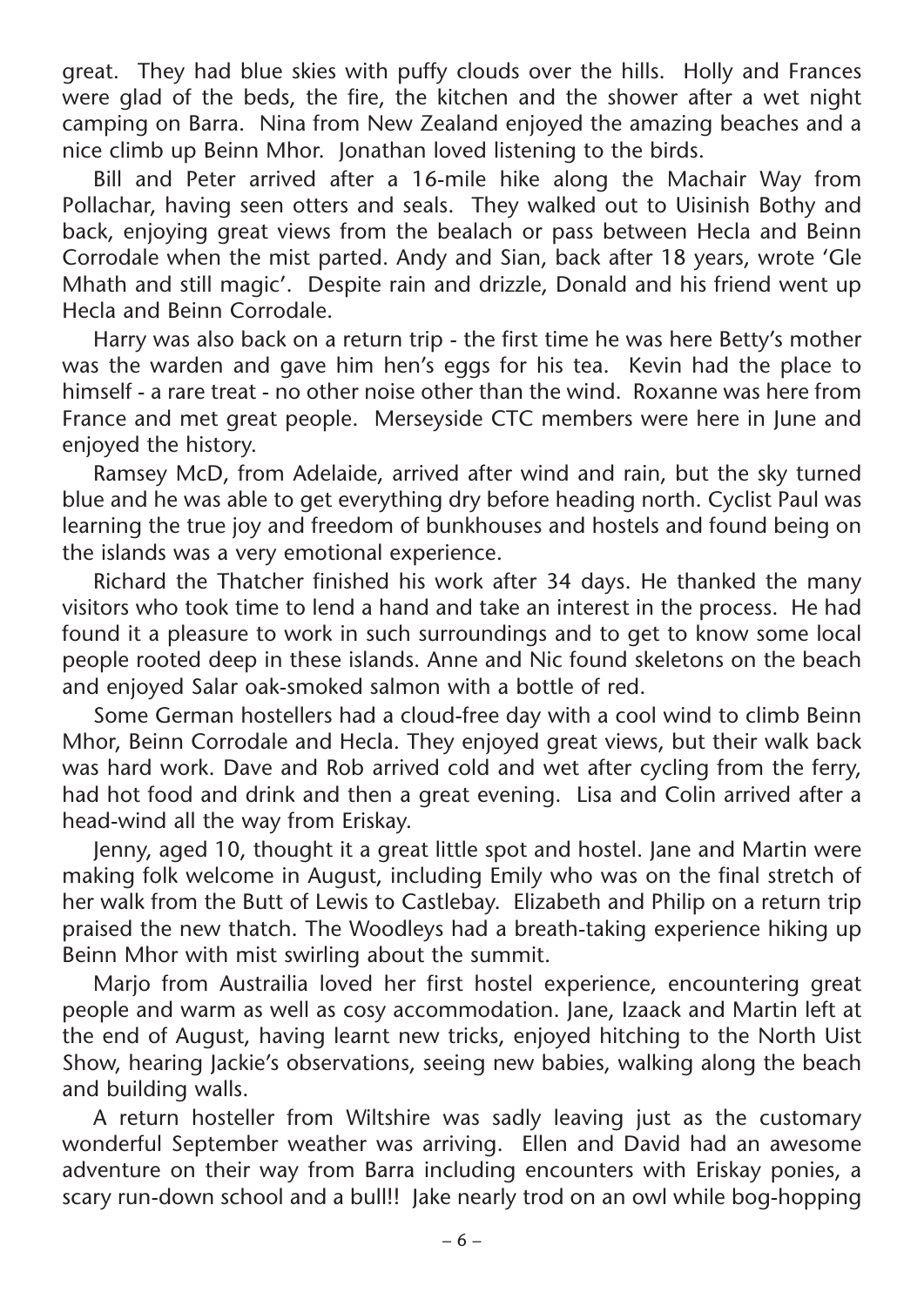great. They had blue skies with puffy clouds over the hills. Holly and Frances were glad of the beds, the fire, the kitchen and the shower after a wet night camping on Barra. Nina from New Zealand enjoyed the amazing beaches and a nice climb up Beinn Mhor. Jonathan loved listening to the birds.

Bill and Peter arrived after a 16-mile hike along the Machair Way from Pollachar, having seen otters and seals. They walked out to Uisinish Bothy and back, enjoying great views from the bealach or pass between Hecla and Beinn Corrodale when the mist parted. Andy and Sian, back after 18 years, wrote 'Gle Mhath and still magic'. Despite rain and drizzle, Donald and his friend went up Hecla and Beinn Corrodale.

Harry was also back on a return trip - the first time he was here Betty's mother was the warden and gave him hen's eggs for his tea. Kevin had the place to himself - a rare treat - no other noise other than the wind. Roxanne was here from France and met great people. Merseyside CTC members were here in June and enjoyed the history.

Ramsey McD, from Adelaide, arrived after wind and rain, but the sky turned blue and he was able to get everything dry before heading north. Cyclist Paul was learning the true joy and freedom of bunkhouses and hostels and found being on the islands was a very emotional experience.

Richard the Thatcher finished his work after 34 days. He thanked the many visitors who took time to lend a hand and take an interest in the process. He had found it a pleasure to work in such surroundings and to get to know some local people rooted deep in these islands. Anne and Nic found skeletons on the beach and enjoyed Salar oak-smoked salmon with a bottle of red.

Some German hostellers had a cloud-free day with a cool wind to climb Beinn Mhor, Beinn Corrodale and Hecla. They enjoyed great views, but their walk back was hard work. Dave and Rob arrived cold and wet after cycling from the ferry, had hot food and drink and then a great evening. Lisa and Colin arrived after a head-wind all the way from Eriskay.

Jenny, aged 10, thought it a great little spot and hostel. Jane and Martin were making folk welcome in August, including Emily who was on the final stretch of her walk from the Butt of Lewis to Castlebay. Elizabeth and Philip on a return trip praised the new thatch. The Woodleys had a breath-taking experience hiking up Beinn Mhor with mist swirling about the summit.

Marjo from Austrailia loved her first hostel experience, encountering great people and warm as well as cosy accommodation. Jane, Izaack and Martin left at the end of August, having learnt new tricks, enjoyed hitching to the North Uist Show, hearing Jackie's observations, seeing new babies, walking along the beach and building walls.

A return hosteller from Wiltshire was sadly leaving just as the customary wonderful September weather was arriving. Ellen and David had an awesome adventure on their way from Barra including encounters with Eriskay ponies, a scary run-down school and a bull!! Jake nearly trod on an owl while bog-hopping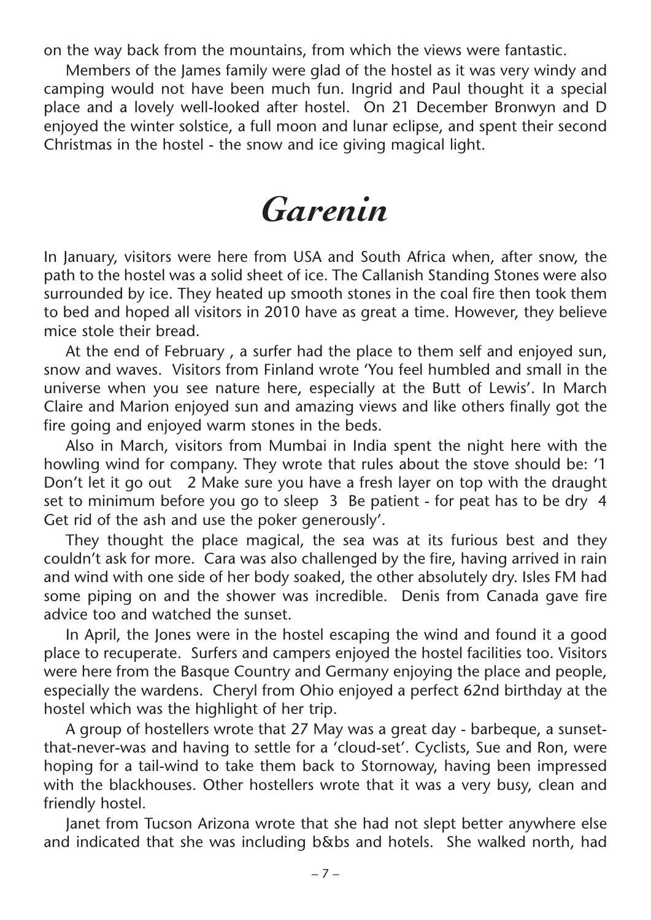on the way back from the mountains, from which the views were fantastic.

Members of the James family were glad of the hostel as it was very windy and camping would not have been much fun. Ingrid and Paul thought it a special place and a lovely well-looked after hostel. On 21 December Bronwyn and D enjoyed the winter solstice, a full moon and lunar eclipse, and spent their second Christmas in the hostel - the snow and ice giving magical light.

# *Garenin*

In January, visitors were here from USA and South Africa when, after snow, the path to the hostel was a solid sheet of ice. The Callanish Standing Stones were also surrounded by ice. They heated up smooth stones in the coal fire then took them to bed and hoped all visitors in 2010 have as great a time. However, they believe mice stole their bread.

At the end of February , a surfer had the place to them self and enjoyed sun, snow and waves. Visitors from Finland wrote 'You feel humbled and small in the universe when you see nature here, especially at the Butt of Lewis'. In March Claire and Marion enjoyed sun and amazing views and like others finally got the fire going and enjoyed warm stones in the beds.

Also in March, visitors from Mumbai in India spent the night here with the howling wind for company. They wrote that rules about the stove should be: '1 Don't let it go out 2 Make sure you have a fresh layer on top with the draught set to minimum before you go to sleep 3 Be patient - for peat has to be dry 4 Get rid of the ash and use the poker generously'.

They thought the place magical, the sea was at its furious best and they couldn't ask for more. Cara was also challenged by the fire, having arrived in rain and wind with one side of her body soaked, the other absolutely dry. Isles FM had some piping on and the shower was incredible. Denis from Canada gave fire advice too and watched the sunset.

In April, the Jones were in the hostel escaping the wind and found it a good place to recuperate. Surfers and campers enjoyed the hostel facilities too. Visitors were here from the Basque Country and Germany enjoying the place and people, especially the wardens. Cheryl from Ohio enjoyed a perfect 62nd birthday at the hostel which was the highlight of her trip.

A group of hostellers wrote that 27 May was a great day - barbeque, a sunset-that-never-was and having to settle for a 'cloud-set'. Cyclists, Sue and Ron, were hoping for a tail-wind to take them back to Stornoway, having been impressed with the blackhouses. Other hostellers wrote that it was a very busy, clean and friendly hostel.

Janet from Tucson Arizona wrote that she had not slept better anywhere else and indicated that she was including b&bs and hotels. She walked north, had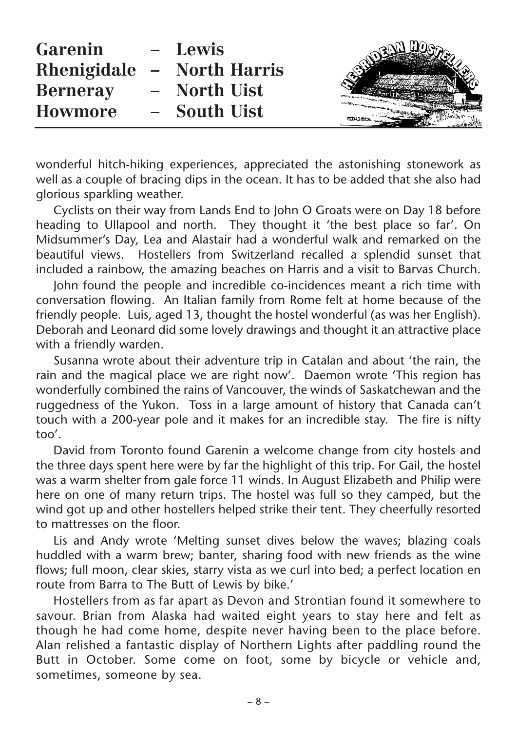wonderful hitch-hiking experiences, appreciated the astonishing stonework as well as a couple of bracing dips in the ocean. It has to be added that she also had glorious sparkling weather.

Cyclists on their way from Lands End to John O Groats were on Day 18 before heading to Ullapool and north. They thought it 'the best place so far'. On Midsummer's Day, Lea and Alastair had a wonderful walk and remarked on the beautiful views. Hostellers from Switzerland recalled a splendid sunset that included a rainbow, the amazing beaches on Harris and a visit to Barvas Church.

John found the people and incredible co-incidences meant a rich time with conversation flowing. An Italian family from Rome felt at home because of the friendly people. Luis, aged 13, thought the hostel wonderful (as was her English). Deborah and Leonard did some lovely drawings and thought it an attractive place with a friendly warden.

Susanna wrote about their adventure trip in Catalan and about 'the rain, the rain and the magical place we are right now'. Daemon wrote 'This region has wonderfully combined the rains of Vancouver, the winds of Saskatchewan and the ruggedness of the Yukon. Toss in a large amount of history that Canada can't touch with a 200-year pole and it makes for an incredible stay. The fire is nifty too'.

David from Toronto found Garenin a welcome change from city hostels and the three days spent here were by far the highlight of this trip. For Gail, the hostel was a warm shelter from gale force 11 winds. In August Elizabeth and Philip were here on one of many return trips. The hostel was full so they camped, but the wind got up and other hostellers helped strike their tent. They cheerfully resorted to mattresses on the floor.

Lis and Andy wrote 'Melting sunset dives below the waves; blazing coals huddled with a warm brew; banter, sharing food with new friends as the wine flows; full moon, clear skies, starry vista as we curl into bed; a perfect location en route from Barra to The Butt of Lewis by bike.'

Hostellers from as far apart as Devon and Strontian found it somewhere to savour. Brian from Alaska had waited eight years to stay here and felt as though he had come home, despite never having been to the place before. Alan relished a fantastic display of Northern Lights after paddling round the Butt in October. Some come on foot, some by bicycle or vehicle and, sometimes, someone by sea.